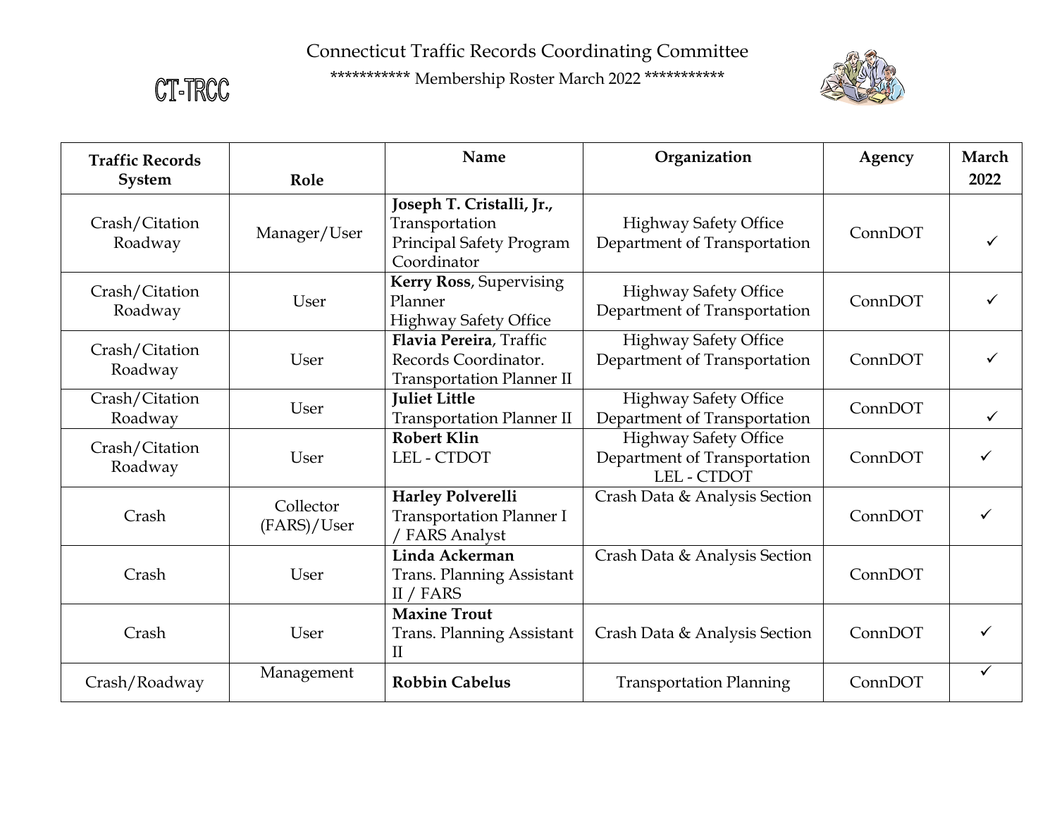CT-TRCC

# Connecticut Traffic Records Coordinating Committee

*********** Membership Roster March 2022 ***********

| Traffic Records System | Role | Name | Organization | Agency | March 2022 |
|---|---|---|---|---|---|
| Crash/Citation Roadway | Manager/User | **Joseph T. Cristalli, Jr.,** Transportation Principal Safety Program Coordinator | Highway Safety Office Department of Transportation | ConnDOT | ✓ |
| Crash/Citation Roadway | User | **Kerry Ross**, Supervising Planner Highway Safety Office | Highway Safety Office Department of Transportation | ConnDOT | ✓ |
| Crash/Citation Roadway | User | **Flavia Pereira**, Traffic Records Coordinator. Transportation Planner II | Highway Safety Office Department of Transportation | ConnDOT | ✓ |
| Crash/Citation Roadway | User | **Juliet Little** Transportation Planner II | Highway Safety Office Department of Transportation | ConnDOT | ✓ |
| Crash/Citation Roadway | User | **Robert Klin** LEL - CTDOT | Highway Safety Office Department of Transportation LEL - CTDOT | ConnDOT | ✓ |
| Crash | Collector (FARS)/User | **Harley Polverelli** Transportation Planner I / FARS Analyst | Crash Data & Analysis Section | ConnDOT | ✓ |
| Crash | User | **Linda Ackerman** Trans. Planning Assistant II / FARS | Crash Data & Analysis Section | ConnDOT | |
| Crash | User | **Maxine Trout** Trans. Planning Assistant II | Crash Data & Analysis Section | ConnDOT | ✓ |
| Crash/Roadway | Management | **Robbin Cabelus** | Transportation Planning | ConnDOT | ✓ |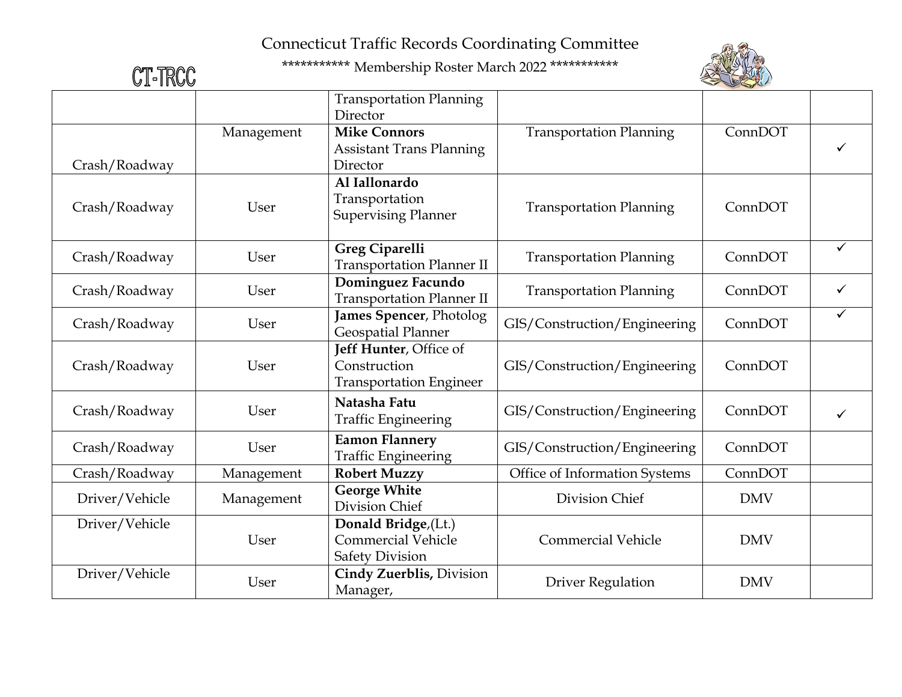Connecticut Traffic Records Coordinating Committee

*********** Membership Roster March 2022 ***********

CT-TRCC

| | | | | | |
|---|---|---|---|---|---|
| | | Transportation Planning Director | | | |
| Crash/Roadway | Management | **Mike Connors** Assistant Trans Planning Director | Transportation Planning | ConnDOT | ✓ |
| Crash/Roadway | User | **Al Iallonardo** Transportation Supervising Planner | Transportation Planning | ConnDOT | |
| Crash/Roadway | User | **Greg Ciparelli** Transportation Planner II | Transportation Planning | ConnDOT | ✓ |
| Crash/Roadway | User | **Dominguez Facundo** Transportation Planner II | Transportation Planning | ConnDOT | ✓ |
| Crash/Roadway | User | **James Spencer**, Photolog Geospatial Planner | GIS/Construction/Engineering | ConnDOT | ✓ |
| Crash/Roadway | User | **Jeff Hunter**, Office of Construction Transportation Engineer | GIS/Construction/Engineering | ConnDOT | |
| Crash/Roadway | User | **Natasha Fatu** Traffic Engineering | GIS/Construction/Engineering | ConnDOT | ✓ |
| Crash/Roadway | User | **Eamon Flannery** Traffic Engineering | GIS/Construction/Engineering | ConnDOT | |
| Crash/Roadway | Management | **Robert Muzzy** | Office of Information Systems | ConnDOT | |
| Driver/Vehicle | Management | **George White** Division Chief | Division Chief | DMV | |
| Driver/Vehicle | User | **Donald Bridge**,(Lt.) Commercial Vehicle Safety Division | Commercial Vehicle | DMV | |
| Driver/Vehicle | User | **Cindy Zuerblis,** Division Manager, | Driver Regulation | DMV | |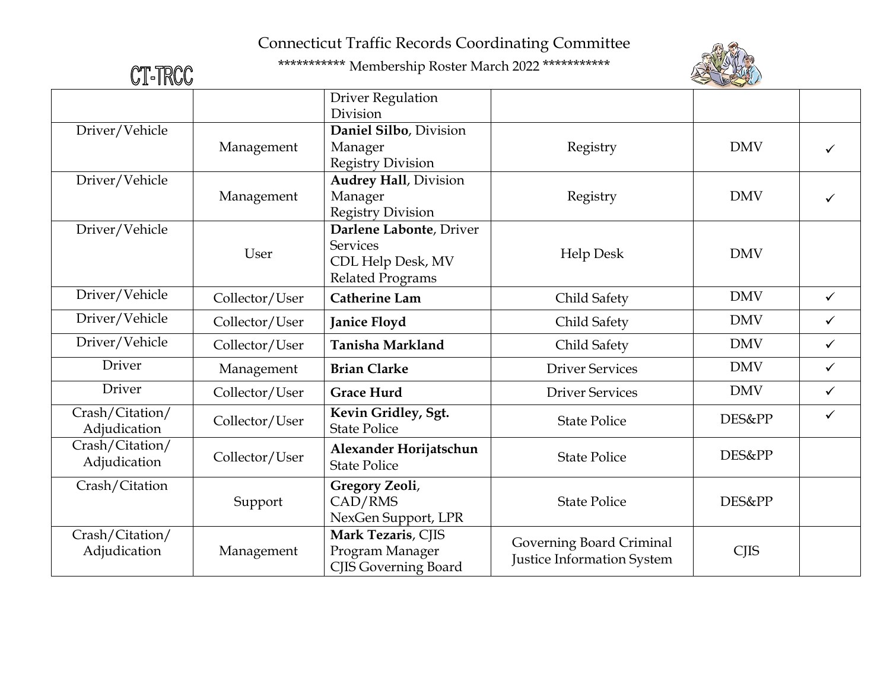# Connecticut Traffic Records Coordinating Committee

*********** Membership Roster March 2022 ***********

CT-TRCC

| | | | | | |
|---|---|---|---|---|---|
| | | Driver Regulation Division | | | |
| Driver/Vehicle | Management | **Daniel Silbo**, Division Manager Registry Division | Registry | DMV | ✓ |
| Driver/Vehicle | Management | **Audrey Hall**, Division Manager Registry Division | Registry | DMV | ✓ |
| Driver/Vehicle | User | **Darlene Labonte**, Driver Services CDL Help Desk, MV Related Programs | Help Desk | DMV | |
| Driver/Vehicle | Collector/User | **Catherine Lam** | Child Safety | DMV | ✓ |
| Driver/Vehicle | Collector/User | **Janice Floyd** | Child Safety | DMV | ✓ |
| Driver/Vehicle | Collector/User | **Tanisha Markland** | Child Safety | DMV | ✓ |
| Driver | Management | **Brian Clarke** | Driver Services | DMV | ✓ |
| Driver | Collector/User | **Grace Hurd** | Driver Services | DMV | ✓ |
| Crash/Citation/ Adjudication | Collector/User | **Kevin Gridley, Sgt.** State Police | State Police | DES&PP | ✓ |
| Crash/Citation/ Adjudication | Collector/User | **Alexander Horijatschun** State Police | State Police | DES&PP | |
| Crash/Citation | Support | **Gregory Zeoli**, CAD/RMS NexGen Support, LPR | State Police | DES&PP | |
| Crash/Citation/ Adjudication | Management | **Mark Tezaris**, CJIS Program Manager CJIS Governing Board | Governing Board Criminal Justice Information System | CJIS | |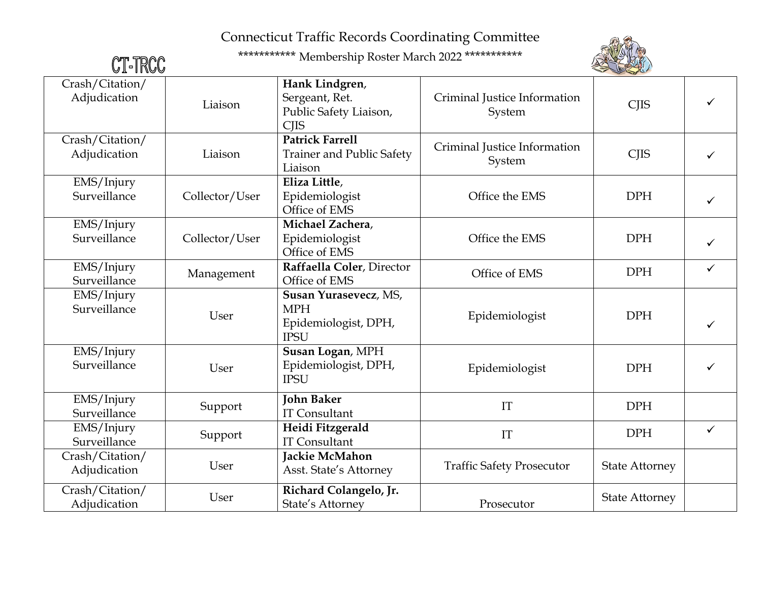Connecticut Traffic Records Coordinating Committee

*********** Membership Roster March 2022 ***********

CT-TRCC

| | | | | | |
|---|---|---|---|---|---|
| Crash/Citation/ Adjudication | Liaison | **Hank Lindgren**, Sergeant, Ret. Public Safety Liaison, CJIS | Criminal Justice Information System | CJIS | ✓ |
| Crash/Citation/ Adjudication | Liaison | **Patrick Farrell** Trainer and Public Safety Liaison | Criminal Justice Information System | CJIS | ✓ |
| EMS/Injury Surveillance | Collector/User | **Eliza Little**, Epidemiologist Office of EMS | Office the EMS | DPH | ✓ |
| EMS/Injury Surveillance | Collector/User | **Michael Zachera**, Epidemiologist Office of EMS | Office the EMS | DPH | ✓ |
| EMS/Injury Surveillance | Management | **Raffaella Coler**, Director Office of EMS | Office of EMS | DPH | ✓ |
| EMS/Injury Surveillance | User | **Susan Yurasevecz**, MS, MPH Epidemiologist, DPH, IPSU | Epidemiologist | DPH | ✓ |
| EMS/Injury Surveillance | User | **Susan Logan**, MPH Epidemiologist, DPH, IPSU | Epidemiologist | DPH | ✓ |
| EMS/Injury Surveillance | Support | **John Baker** IT Consultant | IT | DPH | |
| EMS/Injury Surveillance | Support | **Heidi Fitzgerald** IT Consultant | IT | DPH | ✓ |
| Crash/Citation/ Adjudication | User | **Jackie McMahon** Asst. State's Attorney | Traffic Safety Prosecutor | State Attorney | |
| Crash/Citation/ Adjudication | User | **Richard Colangelo, Jr.** State's Attorney | Prosecutor | State Attorney | |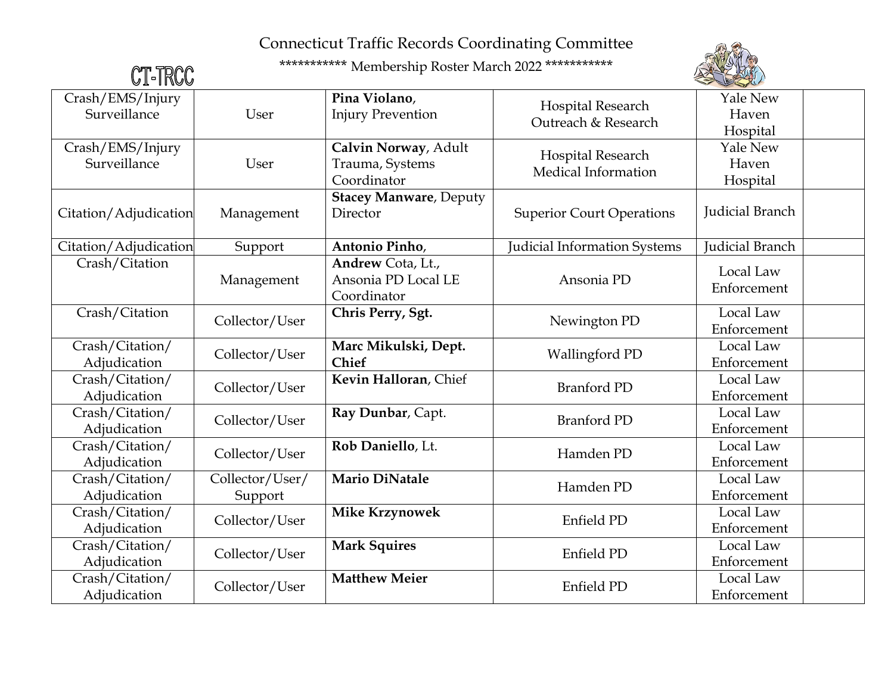# Connecticut Traffic Records Coordinating Committee

*********** Membership Roster March 2022 ***********

CT-TRCC

| | | | | | |
|---|---|---|---|---|---|
| Crash/EMS/Injury Surveillance | User | **Pina Violano**, Injury Prevention | Hospital Research Outreach & Research | Yale New Haven Hospital | |
| Crash/EMS/Injury Surveillance | User | **Calvin Norway**, Adult Trauma, Systems Coordinator | Hospital Research Medical Information | Yale New Haven Hospital | |
| Citation/Adjudication | Management | **Stacey Manware**, Deputy Director | Superior Court Operations | Judicial Branch | |
| Citation/Adjudication | Support | **Antonio Pinho**, | Judicial Information Systems | Judicial Branch | |
| Crash/Citation | Management | **Andrew** Cota, Lt., Ansonia PD Local LE Coordinator | Ansonia PD | Local Law Enforcement | |
| Crash/Citation | Collector/User | **Chris Perry, Sgt.** | Newington PD | Local Law Enforcement | |
| Crash/Citation/ Adjudication | Collector/User | **Marc Mikulski, Dept. Chief** | Wallingford PD | Local Law Enforcement | |
| Crash/Citation/ Adjudication | Collector/User | **Kevin Halloran**, Chief | Branford PD | Local Law Enforcement | |
| Crash/Citation/ Adjudication | Collector/User | **Ray Dunbar**, Capt. | Branford PD | Local Law Enforcement | |
| Crash/Citation/ Adjudication | Collector/User | **Rob Daniello**, Lt. | Hamden PD | Local Law Enforcement | |
| Crash/Citation/ Adjudication | Collector/User/ Support | **Mario DiNatale** | Hamden PD | Local Law Enforcement | |
| Crash/Citation/ Adjudication | Collector/User | **Mike Krzynowek** | Enfield PD | Local Law Enforcement | |
| Crash/Citation/ Adjudication | Collector/User | **Mark Squires** | Enfield PD | Local Law Enforcement | |
| Crash/Citation/ Adjudication | Collector/User | **Matthew Meier** | Enfield PD | Local Law Enforcement | |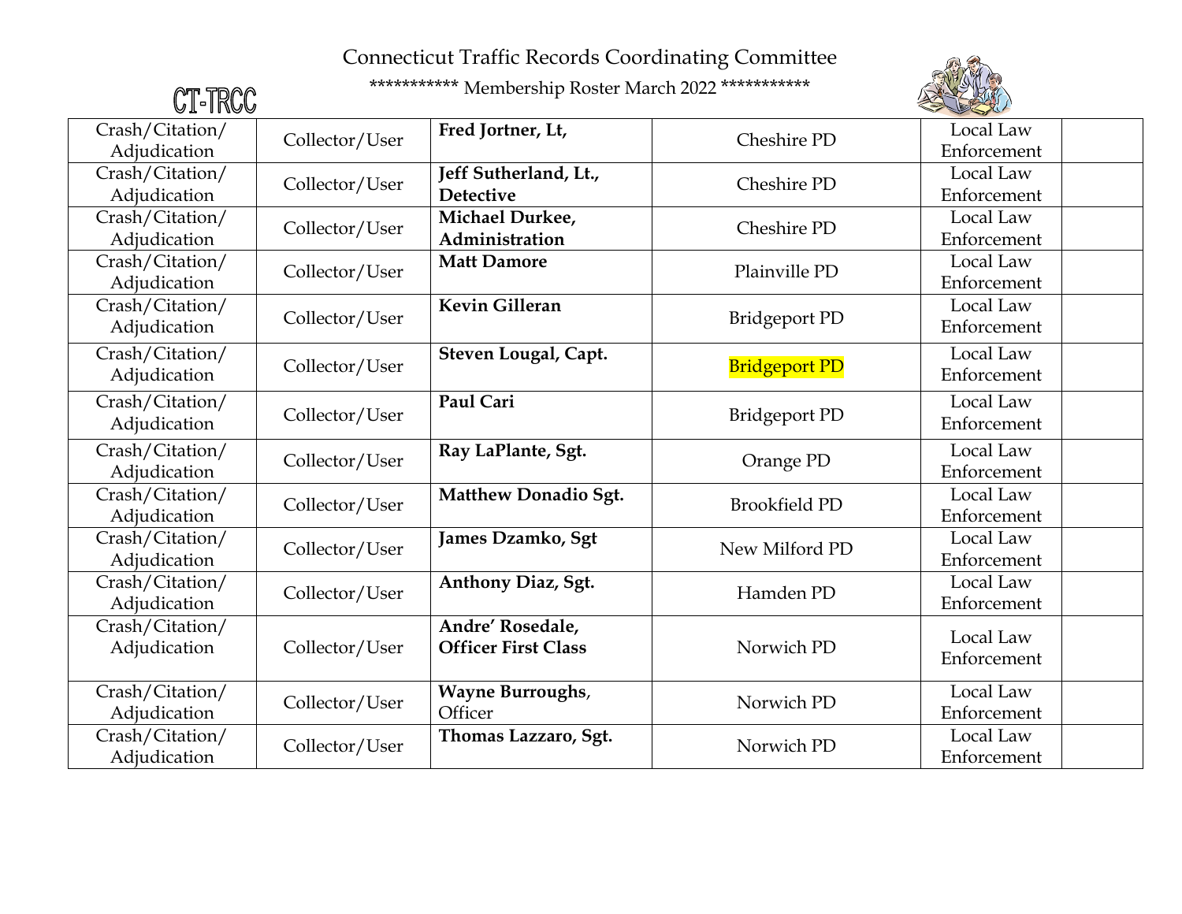Connecticut Traffic Records Coordinating Committee

CT-TRCC

*********** Membership Roster March 2022 ***********

| | | | | | |
|---|---|---|---|---|---|
| Crash/Citation/ Adjudication | Collector/User | **Fred Jortner, Lt,** | Cheshire PD | Local Law Enforcement | |
| Crash/Citation/ Adjudication | Collector/User | **Jeff Sutherland, Lt., Detective** | Cheshire PD | Local Law Enforcement | |
| Crash/Citation/ Adjudication | Collector/User | **Michael Durkee, Administration** | Cheshire PD | Local Law Enforcement | |
| Crash/Citation/ Adjudication | Collector/User | **Matt Damore** | Plainville PD | Local Law Enforcement | |
| Crash/Citation/ Adjudication | Collector/User | **Kevin Gilleran** | Bridgeport PD | Local Law Enforcement | |
| Crash/Citation/ Adjudication | Collector/User | **Steven Lougal, Capt.** | Bridgeport PD | Local Law Enforcement | |
| Crash/Citation/ Adjudication | Collector/User | **Paul Cari** | Bridgeport PD | Local Law Enforcement | |
| Crash/Citation/ Adjudication | Collector/User | **Ray LaPlante, Sgt.** | Orange PD | Local Law Enforcement | |
| Crash/Citation/ Adjudication | Collector/User | **Matthew Donadio Sgt.** | Brookfield PD | Local Law Enforcement | |
| Crash/Citation/ Adjudication | Collector/User | **James Dzamko, Sgt** | New Milford PD | Local Law Enforcement | |
| Crash/Citation/ Adjudication | Collector/User | **Anthony Diaz, Sgt.** | Hamden PD | Local Law Enforcement | |
| Crash/Citation/ Adjudication | Collector/User | **Andre' Rosedale, Officer First Class** | Norwich PD | Local Law Enforcement | |
| Crash/Citation/ Adjudication | Collector/User | **Wayne Burroughs**, Officer | Norwich PD | Local Law Enforcement | |
| Crash/Citation/ Adjudication | Collector/User | **Thomas Lazzaro, Sgt.** | Norwich PD | Local Law Enforcement | |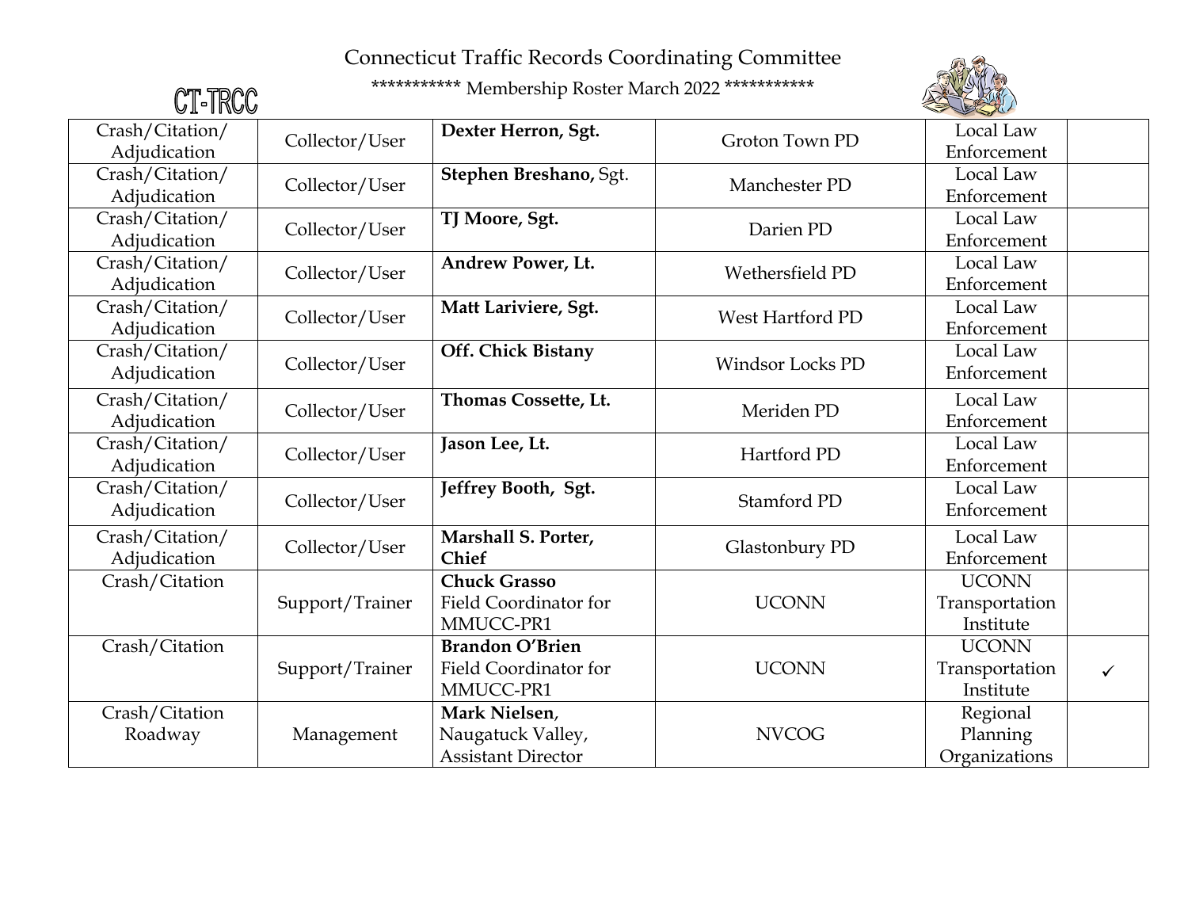# Connecticut Traffic Records Coordinating Committee

*********** Membership Roster March 2022 ***********

CT-TRCC

| | | | | | |
|---|---|---|---|---|---|
| Crash/Citation/ Adjudication | Collector/User | **Dexter Herron, Sgt.** | Groton Town PD | Local Law Enforcement | |
| Crash/Citation/ Adjudication | Collector/User | **Stephen Breshano,** Sgt. | Manchester PD | Local Law Enforcement | |
| Crash/Citation/ Adjudication | Collector/User | **TJ Moore, Sgt.** | Darien PD | Local Law Enforcement | |
| Crash/Citation/ Adjudication | Collector/User | **Andrew Power, Lt.** | Wethersfield PD | Local Law Enforcement | |
| Crash/Citation/ Adjudication | Collector/User | **Matt Lariviere, Sgt.** | West Hartford PD | Local Law Enforcement | |
| Crash/Citation/ Adjudication | Collector/User | **Off. Chick Bistany** | Windsor Locks PD | Local Law Enforcement | |
| Crash/Citation/ Adjudication | Collector/User | **Thomas Cossette, Lt.** | Meriden PD | Local Law Enforcement | |
| Crash/Citation/ Adjudication | Collector/User | **Jason Lee, Lt.** | Hartford PD | Local Law Enforcement | |
| Crash/Citation/ Adjudication | Collector/User | **Jeffrey Booth, Sgt.** | Stamford PD | Local Law Enforcement | |
| Crash/Citation/ Adjudication | Collector/User | **Marshall S. Porter, Chief** | Glastonbury PD | Local Law Enforcement | |
| Crash/Citation | Support/Trainer | **Chuck Grasso** Field Coordinator for MMUCC-PR1 | UCONN | UCONN Transportation Institute | |
| Crash/Citation | Support/Trainer | **Brandon O'Brien** Field Coordinator for MMUCC-PR1 | UCONN | UCONN Transportation Institute | ✓ |
| Crash/Citation Roadway | Management | **Mark Nielsen**, Naugatuck Valley, Assistant Director | NVCOG | Regional Planning Organizations | |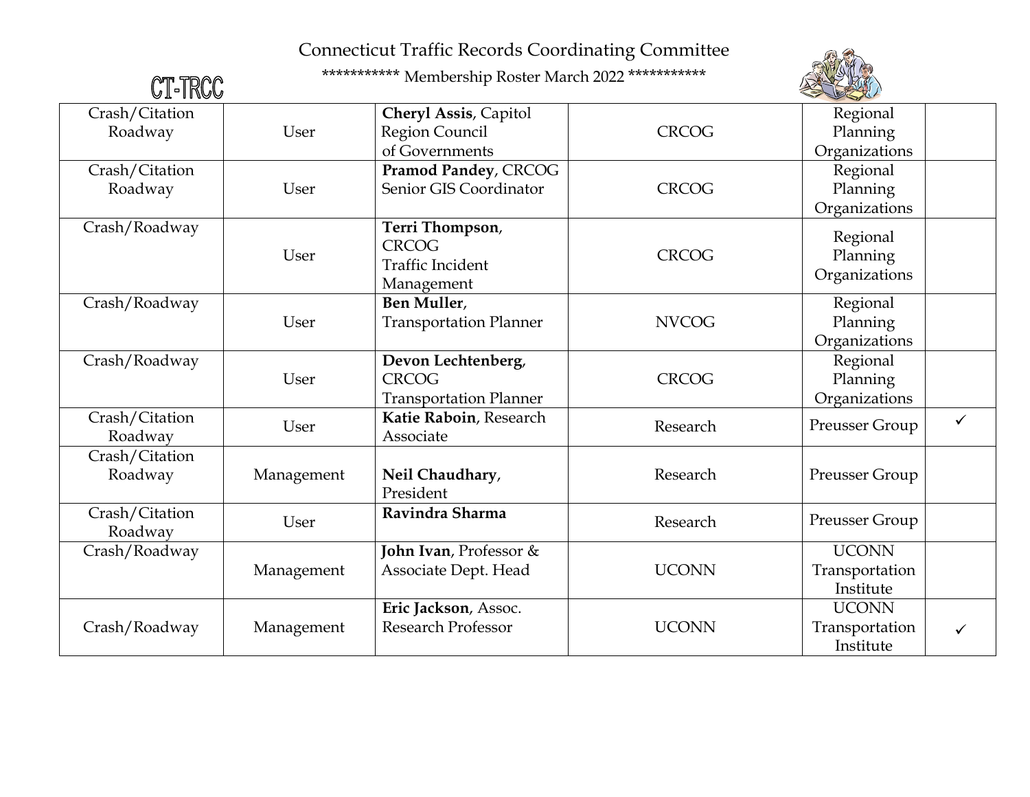# Connecticut Traffic Records Coordinating Committee

CT-TRCC

*********** Membership Roster March 2022 ***********

| | | | | | |
|---|---|---|---|---|---|
| Crash/Citation Roadway | User | **Cheryl Assis**, Capitol Region Council of Governments | CRCOG | Regional Planning Organizations | |
| Crash/Citation Roadway | User | **Pramod Pandey**, CRCOG Senior GIS Coordinator | CRCOG | Regional Planning Organizations | |
| Crash/Roadway | User | **Terri Thompson**, CRCOG Traffic Incident Management | CRCOG | Regional Planning Organizations | |
| Crash/Roadway | User | **Ben Muller**, Transportation Planner | NVCOG | Regional Planning Organizations | |
| Crash/Roadway | User | **Devon Lechtenberg**, CRCOG Transportation Planner | CRCOG | Regional Planning Organizations | |
| Crash/Citation Roadway | User | **Katie Raboin**, Research Associate | Research | Preusser Group | ✓ |
| Crash/Citation Roadway | Management | **Neil Chaudhary**, President | Research | Preusser Group | |
| Crash/Citation Roadway | User | **Ravindra Sharma** | Research | Preusser Group | |
| Crash/Roadway | Management | **John Ivan**, Professor & Associate Dept. Head | UCONN | UCONN Transportation Institute | |
| Crash/Roadway | Management | **Eric Jackson**, Assoc. Research Professor | UCONN | UCONN Transportation Institute | ✓ |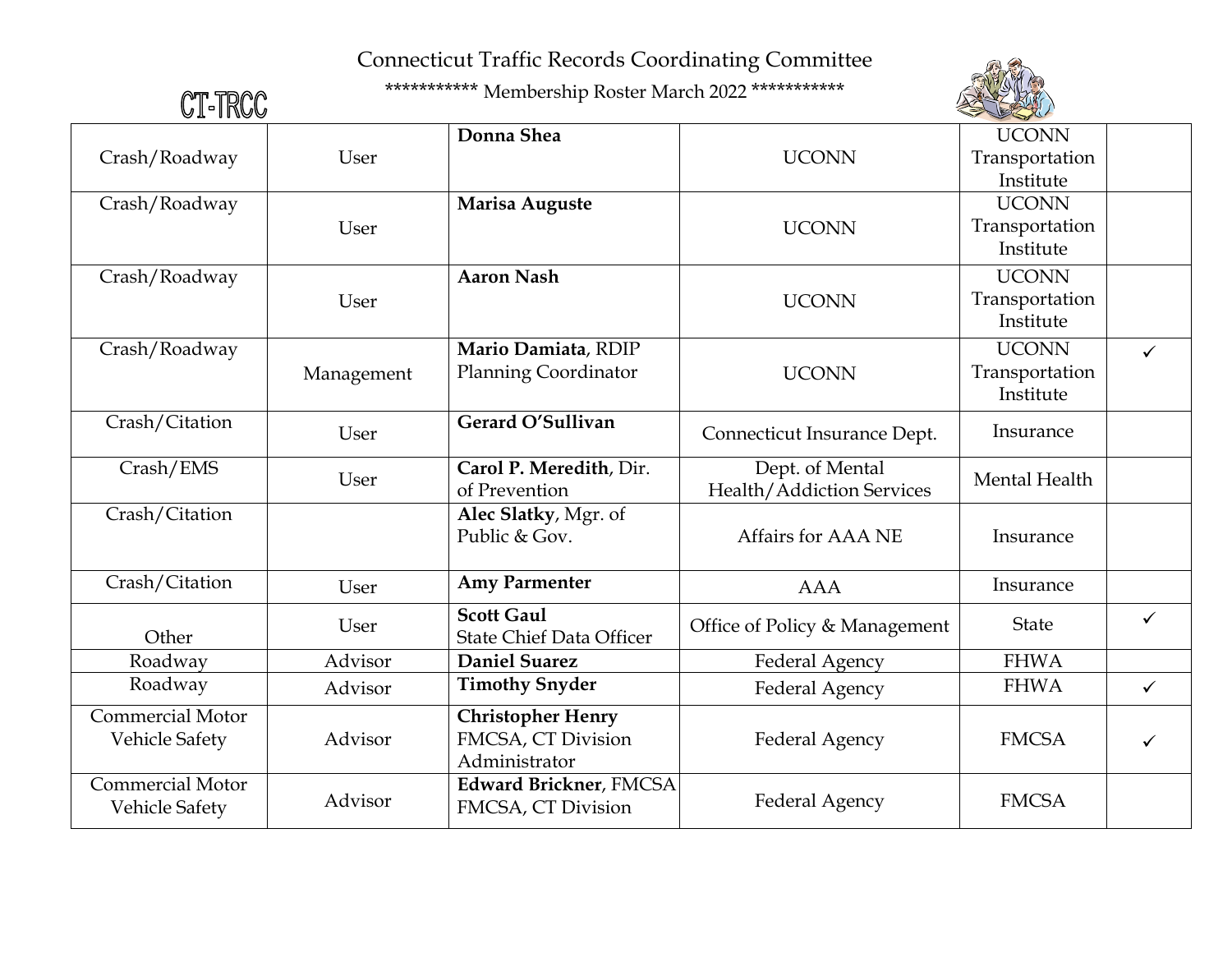Connecticut Traffic Records Coordinating Committee

*********** Membership Roster March 2022 ***********

CT-TRCC

| | | | | | |
|---|---|---|---|---|---|
| Crash/Roadway | User | **Donna Shea** | UCONN | UCONN Transportation Institute | |
| Crash/Roadway | User | **Marisa Auguste** | UCONN | UCONN Transportation Institute | |
| Crash/Roadway | User | **Aaron Nash** | UCONN | UCONN Transportation Institute | |
| Crash/Roadway | Management | **Mario Damiata**, RDIP Planning Coordinator | UCONN | UCONN Transportation Institute | ✓ |
| Crash/Citation | User | **Gerard O'Sullivan** | Connecticut Insurance Dept. | Insurance | |
| Crash/EMS | User | **Carol P. Meredith**, Dir. of Prevention | Dept. of Mental Health/Addiction Services | Mental Health | |
| Crash/Citation | | **Alec Slatky**, Mgr. of Public & Gov. | Affairs for AAA NE | Insurance | |
| Crash/Citation | User | **Amy Parmenter** | AAA | Insurance | |
| Other | User | **Scott Gaul** State Chief Data Officer | Office of Policy & Management | State | ✓ |
| Roadway | Advisor | **Daniel Suarez** | Federal Agency | FHWA | |
| Roadway | Advisor | **Timothy Snyder** | Federal Agency | FHWA | ✓ |
| Commercial Motor Vehicle Safety | Advisor | **Christopher Henry** FMCSA, CT Division Administrator | Federal Agency | FMCSA | ✓ |
| Commercial Motor Vehicle Safety | Advisor | **Edward Brickner**, FMCSA FMCSA, CT Division | Federal Agency | FMCSA | |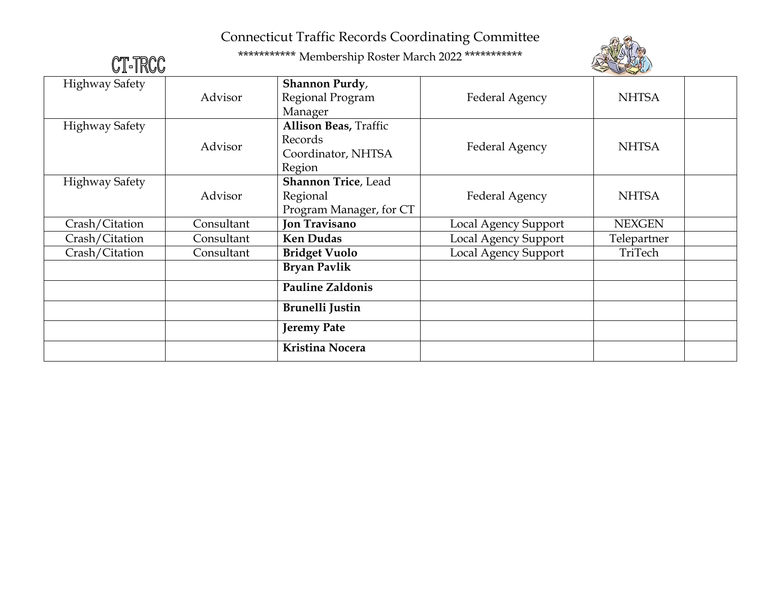Connecticut Traffic Records Coordinating Committee

*********** Membership Roster March 2022 ***********

CT-TRCC

| | | | | | |
|---|---|---|---|---|---|
| Highway Safety | Advisor | **Shannon Purdy**, Regional Program Manager | Federal Agency | NHTSA | |
| Highway Safety | Advisor | **Allison Beas,** Traffic Records Coordinator, NHTSA Region | Federal Agency | NHTSA | |
| Highway Safety | Advisor | **Shannon Trice**, Lead Regional Program Manager, for CT | Federal Agency | NHTSA | |
| Crash/Citation | Consultant | **Jon Travisano** | Local Agency Support | NEXGEN | |
| Crash/Citation | Consultant | **Ken Dudas** | Local Agency Support | Telepartner | |
| Crash/Citation | Consultant | **Bridget Vuolo** | Local Agency Support | TriTech | |
| | | **Bryan Pavlik** | | | |
| | | **Pauline Zaldonis** | | | |
| | | **Brunelli Justin** | | | |
| | | **Jeremy Pate** | | | |
| | | **Kristina Nocera** | | | |